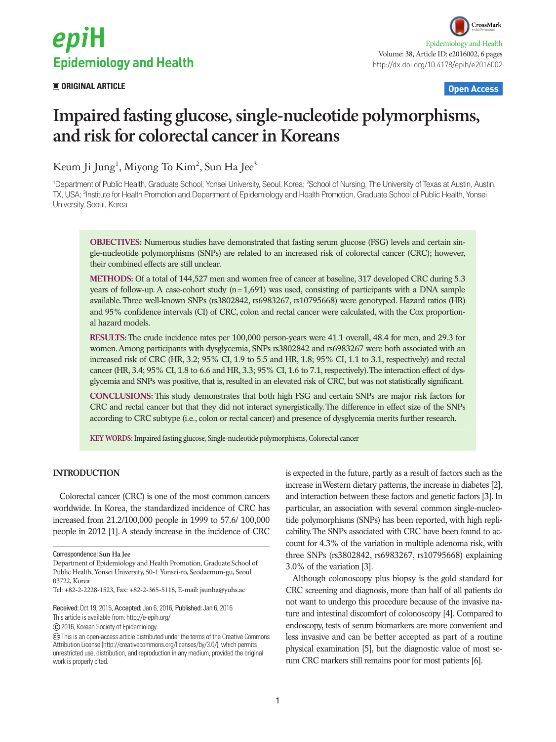ORIGINAL ARTICLE

# Impaired fasting glucose, single-nucleotide polymorphisms, and risk for colorectal cancer in Koreans

Keum Ji Jung[1], Miyong To Kim[2], Sun Ha Jee[3]

[1]Department of Public Health, Graduate School, Yonsei University, Seoul, Korea; [2]School of Nursing, The University of Texas at Austin, Austin, TX, USA; [3]Institute for Health Promotion and Department of Epidemiology and Health Promotion, Graduate School of Public Health, Yonsei University, Seoul, Korea

**OBJECTIVES:** Numerous studies have demonstrated that fasting serum glucose (FSG) levels and certain single-nucleotide polymorphisms (SNPs) are related to an increased risk of colorectal cancer (CRC); however, their combined effects are still unclear.

**METHODS:** Of a total of 144,527 men and women free of cancer at baseline, 317 developed CRC during 5.3 years of follow-up. A case-cohort study (n=1,691) was used, consisting of participants with a DNA sample available. Three well-known SNPs (rs3802842, rs6983267, rs10795668) were genotyped. Hazard ratios (HR) and 95% confidence intervals (CI) of CRC, colon and rectal cancer were calculated, with the Cox proportional hazard models.

**RESULTS:** The crude incidence rates per 100,000 person-years were 41.1 overall, 48.4 for men, and 29.3 for women. Among participants with dysglycemia, SNPs rs3802842 and rs6983267 were both associated with an increased risk of CRC (HR, 3.2; 95% CI, 1.9 to 5.5 and HR, 1.8; 95% CI, 1.1 to 3.1, respectively) and rectal cancer (HR, 3.4; 95% CI, 1.8 to 6.6 and HR, 3.3; 95% CI, 1.6 to 7.1, respectively). The interaction effect of dysglycemia and SNPs was positive, that is, resulted in an elevated risk of CRC, but was not statistically significant.

**CONCLUSIONS:** This study demonstrates that both high FSG and certain SNPs are major risk factors for CRC and rectal cancer but that they did not interact synergistically. The difference in effect size of the SNPs according to CRC subtype (i.e., colon or rectal cancer) and presence of dysglycemia merits further research.

**KEY WORDS:** Impaired fasting glucose, Single-nucleotide polymorphisms, Colorectal cancer

## INTRODUCTION

Colorectal cancer (CRC) is one of the most common cancers worldwide. In Korea, the standardized incidence of CRC has increased from 21.2/100,000 people in 1999 to 57.6/ 100,000 people in 2012 [1]. A steady increase in the incidence of CRC is expected in the future, partly as a result of factors such as the increase in Western dietary patterns, the increase in diabetes [2], and interaction between these factors and genetic factors [3]. In particular, an association with several common single-nucleotide polymorphisms (SNPs) has been reported, with high replicability. The SNPs associated with CRC have been found to account for 4.3% of the variation in multiple adenoma risk, with three SNPs (rs3802842, rs6983267, rs10795668) explaining 3.0% of the variation [3].

Although colonoscopy plus biopsy is the gold standard for CRC screening and diagnosis, more than half of all patients do not want to undergo this procedure because of the invasive nature and intestinal discomfort of colonoscopy [4]. Compared to endoscopy, tests of serum biomarkers are more convenient and less invasive and can be better accepted as part of a routine physical examination [5], but the diagnostic value of most serum CRC markers still remains poor for most patients [6].

Correspondence: Sun Ha Jee
Department of Epidemiology and Health Promotion, Graduate School of Public Health, Yonsei University, 50-1 Yonsei-ro, Seodaemun-gu, Seoul 03722, Korea
Tel: +82-2-2228-1523, Fax: +82-2-365-5118, E-mail: jsunha@yuhs.ac

Received: Oct 19, 2015, Accepted: Jan 6, 2016, Published: Jan 6, 2016
This article is available from: http://e-epih.org/

© 2016, Korean Society of Epidemiology

This is an open-access article distributed under the terms of the Creative Commons Attribution License (http://creativecommons.org/licenses/by/3.0/), which permits unrestricted use, distribution, and reproduction in any medium, provided the original work is properly cited.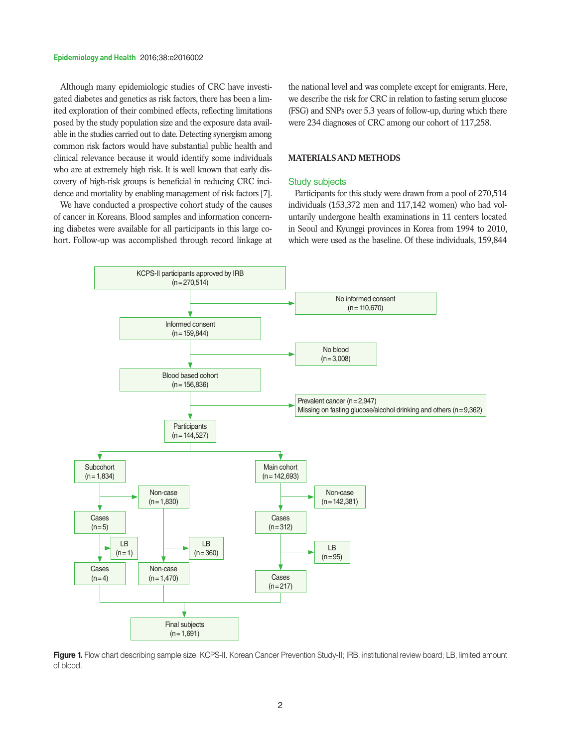Although many epidemiologic studies of CRC have investigated diabetes and genetics as risk factors, there has been a limited exploration of their combined effects, reflecting limitations posed by the study population size and the exposure data available in the studies carried out to date. Detecting synergism among common risk factors would have substantial public health and clinical relevance because it would identify some individuals who are at extremely high risk. It is well known that early discovery of high-risk groups is beneficial in reducing CRC incidence and mortality by enabling management of risk factors [7].

We have conducted a prospective cohort study of the causes of cancer in Koreans. Blood samples and information concerning diabetes were available for all participants in this large cohort. Follow-up was accomplished through record linkage at the national level and was complete except for emigrants. Here, we describe the risk for CRC in relation to fasting serum glucose (FSG) and SNPs over 5.3 years of follow-up, during which there were 234 diagnoses of CRC among our cohort of 117,258.

## MATERIALS AND METHODS

### Study subjects

Participants for this study were drawn from a pool of 270,514 individuals (153,372 men and 117,142 women) who had voluntarily undergone health examinations in 11 centers located in Seoul and Kyunggi provinces in Korea from 1994 to 2010, which were used as the baseline. Of these individuals, 159,844

KCPS-II participants approved by IRB (n=270,514)
No informed consent (n=110,670)
Informed consent (n=159,844)
No blood (n=3,008)
Blood based cohort (n=156,836)
Prevalent cancer (n=2,947)
Missing on fasting glucose/alcohol drinking and others (n=9,362)
Participants (n=144,527)
Subcohort (n=1,834)
Main cohort (n=142,693)
Non-case (n=1,830)
Non-case (n=142,381)
Cases (n=5)
Cases (n=312)
LB (n=1)
LB (n=360)
LB (n=95)
Cases (n=4)
Non-case (n=1,470)
Cases (n=217)
Final subjects (n=1,691)

**Figure 1.** Flow chart describing sample size. KCPS-II. Korean Cancer Prevention Study-II; IRB, institutional review board; LB, limited amount of blood.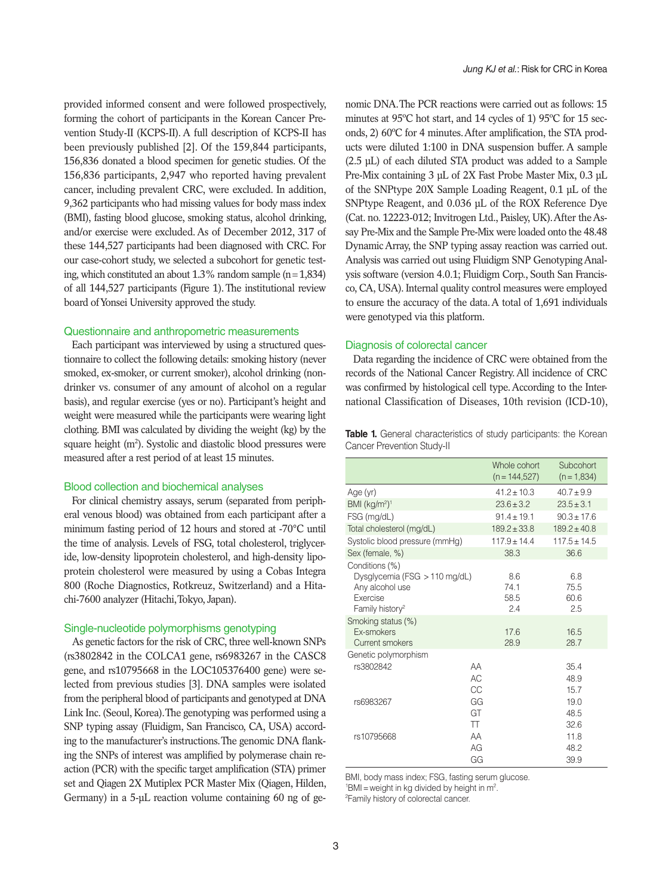provided informed consent and were followed prospectively, forming the cohort of participants in the Korean Cancer Prevention Study-II (KCPS-II). A full description of KCPS-II has been previously published [2]. Of the 159,844 participants, 156,836 donated a blood specimen for genetic studies. Of the 156,836 participants, 2,947 who reported having prevalent cancer, including prevalent CRC, were excluded. In addition, 9,362 participants who had missing values for body mass index (BMI), fasting blood glucose, smoking status, alcohol drinking, and/or exercise were excluded. As of December 2012, 317 of these 144,527 participants had been diagnosed with CRC. For our case-cohort study, we selected a subcohort for genetic testing, which constituted an about 1.3% random sample (n = 1,834) of all 144,527 participants (Figure 1). The institutional review board of Yonsei University approved the study.

### Questionnaire and anthropometric measurements

Each participant was interviewed by using a structured questionnaire to collect the following details: smoking history (never smoked, ex-smoker, or current smoker), alcohol drinking (nondrinker vs. consumer of any amount of alcohol on a regular basis), and regular exercise (yes or no). Participant's height and weight were measured while the participants were wearing light clothing. BMI was calculated by dividing the weight (kg) by the square height ($m^2$). Systolic and diastolic blood pressures were measured after a rest period of at least 15 minutes.

### Blood collection and biochemical analyses

For clinical chemistry assays, serum (separated from peripheral venous blood) was obtained from each participant after a minimum fasting period of 12 hours and stored at -70°C until the time of analysis. Levels of FSG, total cholesterol, triglyceride, low-density lipoprotein cholesterol, and high-density lipoprotein cholesterol were measured by using a Cobas Integra 800 (Roche Diagnostics, Rotkreuz, Switzerland) and a Hitachi-7600 analyzer (Hitachi, Tokyo, Japan).

### Single-nucleotide polymorphisms genotyping

As genetic factors for the risk of CRC, three well-known SNPs (rs3802842 in the COLCA1 gene, rs6983267 in the CASC8 gene, and rs10795668 in the LOC105376400 gene) were selected from previous studies [3]. DNA samples were isolated from the peripheral blood of participants and genotyped at DNA Link Inc. (Seoul, Korea). The genotyping was performed using a SNP typing assay (Fluidigm, San Francisco, CA, USA) according to the manufacturer's instructions. The genomic DNA flanking the SNPs of interest was amplified by polymerase chain reaction (PCR) with the specific target amplification (STA) primer set and Qiagen 2X Mutiplex PCR Master Mix (Qiagen, Hilden, Germany) in a 5-μL reaction volume containing 60 ng of genomic DNA. The PCR reactions were carried out as follows: 15 minutes at 95ºC hot start, and 14 cycles of 1) 95ºC for 15 seconds, 2) 60ºC for 4 minutes. After amplification, the STA products were diluted 1:100 in DNA suspension buffer. A sample (2.5 μL) of each diluted STA product was added to a Sample Pre-Mix containing 3 μL of 2X Fast Probe Master Mix, 0.3 μL of the SNPtype 20X Sample Loading Reagent, 0.1 μL of the SNPtype Reagent, and 0.036 μL of the ROX Reference Dye (Cat. no. 12223-012; Invitrogen Ltd., Paisley, UK). After the Assay Pre-Mix and the Sample Pre-Mix were loaded onto the 48.48 Dynamic Array, the SNP typing assay reaction was carried out. Analysis was carried out using Fluidigm SNP Genotyping Analysis software (version 4.0.1; Fluidigm Corp., South San Francisco, CA, USA). Internal quality control measures were employed to ensure the accuracy of the data. A total of 1,691 individuals were genotyped via this platform.

### Diagnosis of colorectal cancer

Data regarding the incidence of CRC were obtained from the records of the National Cancer Registry. All incidence of CRC was confirmed by histological cell type. According to the International Classification of Diseases, 10th revision (ICD-10),

**Table 1.** General characteristics of study participants: the Korean Cancer Prevention Study-II

| | | Whole cohort (n = 144,527) | Subcohort (n = 1,834) |
|---|---|---|---|
| Age (yr) | | 41.2 ± 10.3 | 40.7 ± 9.9 |
| BMI (kg/m²)[1] | | 23.6 ± 3.2 | 23.5 ± 3.1 |
| FSG (mg/dL) | | 91.4 ± 19.1 | 90.3 ± 17.6 |
| Total cholesterol (mg/dL) | | 189.2 ± 33.8 | 189.2 ± 40.8 |
| Systolic blood pressure (mmHg) | | 117.9 ± 14.4 | 117.5 ± 14.5 |
| Sex (female, %) | | 38.3 | 36.6 |
| Conditions (%) | | | |
| Dysglycemia (FSG > 110 mg/dL) | | 8.6 | 6.8 |
| Any alcohol use | | 74.1 | 75.5 |
| Exercise | | 58.5 | 60.6 |
| Family history[2] | | 2.4 | 2.5 |
| Smoking status (%) | | | |
| Ex-smokers | | 17.6 | 16.5 |
| Current smokers | | 28.9 | 28.7 |
| Genetic polymorphism | | | |
| rs3802842 | AA | | 35.4 |
| | AC | | 48.9 |
| | CC | | 15.7 |
| rs6983267 | GG | | 19.0 |
| | GT | | 48.5 |
| | TT | | 32.6 |
| rs10795668 | AA | | 11.8 |
| | AG | | 48.2 |
| | GG | | 39.9 |

BMI, body mass index; FSG, fasting serum glucose.
[1]BMI = weight in kg divided by height in m².
[2]Family history of colorectal cancer.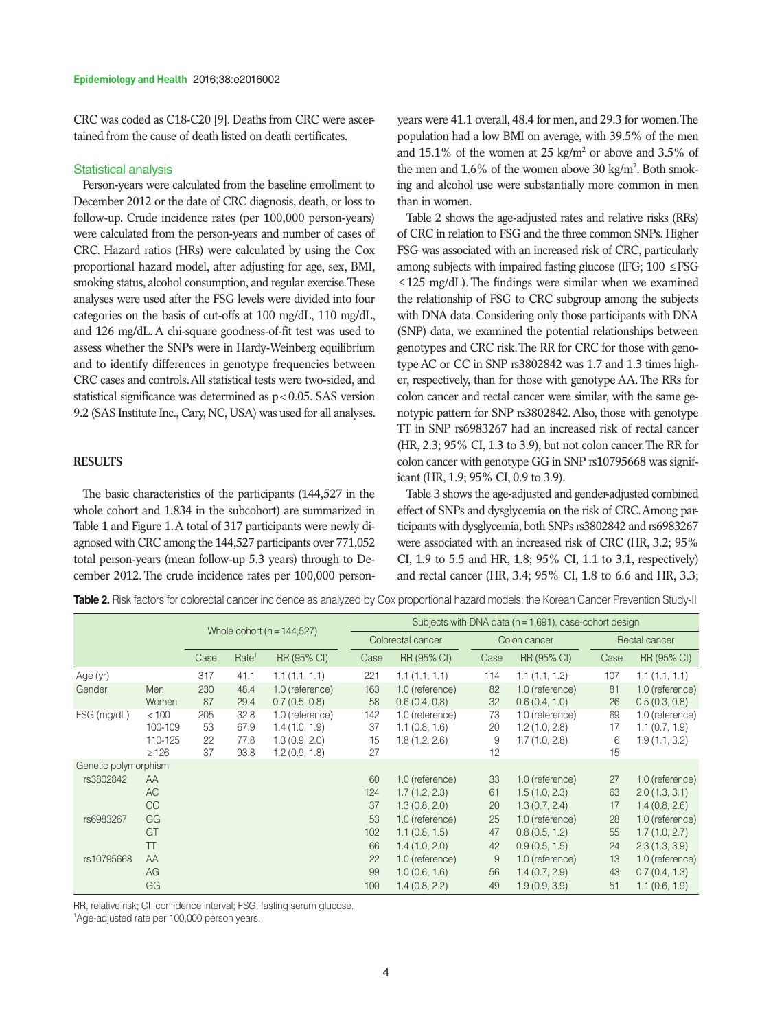CRC was coded as C18-C20 [9]. Deaths from CRC were ascertained from the cause of death listed on death certificates.

### Statistical analysis

Person-years were calculated from the baseline enrollment to December 2012 or the date of CRC diagnosis, death, or loss to follow-up. Crude incidence rates (per 100,000 person-years) were calculated from the person-years and number of cases of CRC. Hazard ratios (HRs) were calculated by using the Cox proportional hazard model, after adjusting for age, sex, BMI, smoking status, alcohol consumption, and regular exercise. These analyses were used after the FSG levels were divided into four categories on the basis of cut-offs at 100 mg/dL, 110 mg/dL, and 126 mg/dL. A chi-square goodness-of-fit test was used to assess whether the SNPs were in Hardy-Weinberg equilibrium and to identify differences in genotype frequencies between CRC cases and controls. All statistical tests were two-sided, and statistical significance was determined as $p<0.05$. SAS version 9.2 (SAS Institute Inc., Cary, NC, USA) was used for all analyses.

## RESULTS

The basic characteristics of the participants (144,527 in the whole cohort and 1,834 in the subcohort) are summarized in Table 1 and Figure 1. A total of 317 participants were newly diagnosed with CRC among the 144,527 participants over 771,052 total person-years (mean follow-up 5.3 years) through to December 2012. The crude incidence rates per 100,000 person-years were 41.1 overall, 48.4 for men, and 29.3 for women. The population had a low BMI on average, with 39.5% of the men and 15.1% of the women at 25 kg/m$^2$ or above and 3.5% of the men and 1.6% of the women above 30 kg/m$^2$. Both smoking and alcohol use were substantially more common in men than in women.

Table 2 shows the age-adjusted rates and relative risks (RRs) of CRC in relation to FSG and the three common SNPs. Higher FSG was associated with an increased risk of CRC, particularly among subjects with impaired fasting glucose (IFG; $100 \leq$ FSG $\leq 125$ mg/dL). The findings were similar when we examined the relationship of FSG to CRC subgroup among the subjects with DNA data. Considering only those participants with DNA (SNP) data, we examined the potential relationships between genotypes and CRC risk. The RR for CRC for those with genotype AC or CC in SNP rs3802842 was 1.7 and 1.3 times higher, respectively, than for those with genotype AA. The RRs for colon cancer and rectal cancer were similar, with the same genotypic pattern for SNP rs3802842. Also, those with genotype TT in SNP rs6983267 had an increased risk of rectal cancer (HR, 2.3; 95% CI, 1.3 to 3.9), but not colon cancer. The RR for colon cancer with genotype GG in SNP rs10795668 was significant (HR, 1.9; 95% CI, 0.9 to 3.9).

Table 3 shows the age-adjusted and gender-adjusted combined effect of SNPs and dysglycemia on the risk of CRC. Among participants with dysglycemia, both SNPs rs3802842 and rs6983267 were associated with an increased risk of CRC (HR, 3.2; 95% CI, 1.9 to 5.5 and HR, 1.8; 95% CI, 1.1 to 3.1, respectively) and rectal cancer (HR, 3.4; 95% CI, 1.8 to 6.6 and HR, 3.3;

**Table 2.** Risk factors for colorectal cancer incidence as analyzed by Cox proportional hazard models: the Korean Cancer Prevention Study-II

| | | Whole cohort (n=144,527) | | | Subjects with DNA data (n=1,691), case-cohort design | | | | | |
|---|---|---|---|---|---|---|---|---|---|---|
| | | | | | Colorectal cancer | | Colon cancer | | Rectal cancer | |
| | | Case | Rate[1] | RR (95% CI) | Case | RR (95% CI) | Case | RR (95% CI) | Case | RR (95% CI) |
| Age (yr) | | 317 | 41.1 | 1.1 (1.1, 1.1) | 221 | 1.1 (1.1, 1.1) | 114 | 1.1 (1.1, 1.2) | 107 | 1.1 (1.1, 1.1) |
| Gender | Men | 230 | 48.4 | 1.0 (reference) | 163 | 1.0 (reference) | 82 | 1.0 (reference) | 81 | 1.0 (reference) |
| | Women | 87 | 29.4 | 0.7 (0.5, 0.8) | 58 | 0.6 (0.4, 0.8) | 32 | 0.6 (0.4, 1.0) | 26 | 0.5 (0.3, 0.8) |
| FSG (mg/dL) | <100 | 205 | 32.8 | 1.0 (reference) | 142 | 1.0 (reference) | 73 | 1.0 (reference) | 69 | 1.0 (reference) |
| | 100-109 | 53 | 67.9 | 1.4 (1.0, 1.9) | 37 | 1.1 (0.8, 1.6) | 20 | 1.2 (1.0, 2.8) | 17 | 1.1 (0.7, 1.9) |
| | 110-125 | 22 | 77.8 | 1.3 (0.9, 2.0) | 15 | 1.8 (1.2, 2.6) | 9 | 1.7 (1.0, 2.8) | 6 | 1.9 (1.1, 3.2) |
| | ≥126 | 37 | 93.8 | 1.2 (0.9, 1.8) | 27 | | 12 | | 15 | |
| Genetic polymorphism | | | | | | | | | | |
| rs3802842 | AA | | | | 60 | 1.0 (reference) | 33 | 1.0 (reference) | 27 | 1.0 (reference) |
| | AC | | | | 124 | 1.7 (1.2, 2.3) | 61 | 1.5 (1.0, 2.3) | 63 | 2.0 (1.3, 3.1) |
| | CC | | | | 37 | 1.3 (0.8, 2.0) | 20 | 1.3 (0.7, 2.4) | 17 | 1.4 (0.8, 2.6) |
| rs6983267 | GG | | | | 53 | 1.0 (reference) | 25 | 1.0 (reference) | 28 | 1.0 (reference) |
| | GT | | | | 102 | 1.1 (0.8, 1.5) | 47 | 0.8 (0.5, 1.2) | 55 | 1.7 (1.0, 2.7) |
| | TT | | | | 66 | 1.4 (1.0, 2.0) | 42 | 0.9 (0.5, 1.5) | 24 | 2.3 (1.3, 3.9) |
| rs10795668 | AA | | | | 22 | 1.0 (reference) | 9 | 1.0 (reference) | 13 | 1.0 (reference) |
| | AG | | | | 99 | 1.0 (0.6, 1.6) | 56 | 1.4 (0.7, 2.9) | 43 | 0.7 (0.4, 1.3) |
| | GG | | | | 100 | 1.4 (0.8, 2.2) | 49 | 1.9 (0.9, 3.9) | 51 | 1.1 (0.6, 1.9) |

RR, relative risk; CI, confidence interval; FSG, fasting serum glucose.
[1]Age-adjusted rate per 100,000 person years.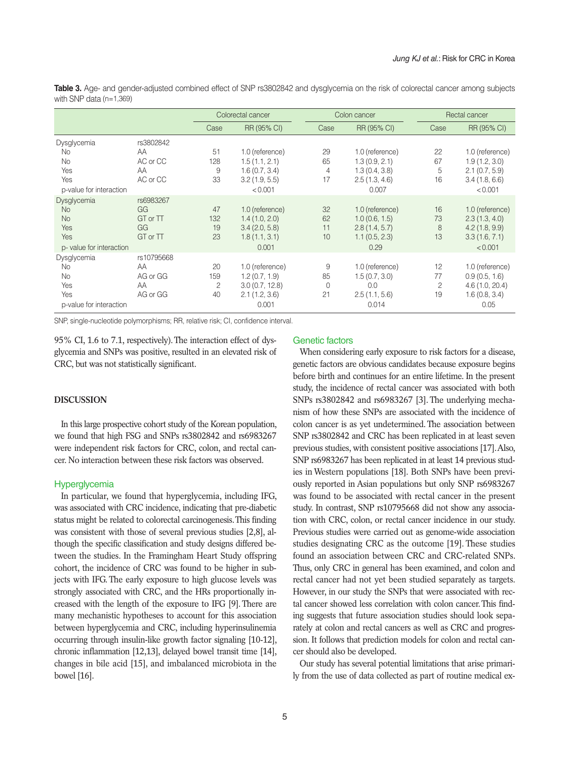**Table 3.** Age- and gender-adjusted combined effect of SNP rs3802842 and dysglycemia on the risk of colorectal cancer among subjects with SNP data (n=1,369)

| | | Colorectal cancer | | Colon cancer | | Rectal cancer | |
|---|---|---|---|---|---|---|---|
| | | Case | RR (95% CI) | Case | RR (95% CI) | Case | RR (95% CI) |
| Dysglycemia | rs3802842 | | | | | | |
| No | AA | 51 | 1.0 (reference) | 29 | 1.0 (reference) | 22 | 1.0 (reference) |
| No | AC or CC | 128 | 1.5 (1.1, 2.1) | 65 | 1.3 (0.9, 2.1) | 67 | 1.9 (1.2, 3.0) |
| Yes | AA | 9 | 1.6 (0.7, 3.4) | 4 | 1.3 (0.4, 3.8) | 5 | 2.1 (0.7, 5.9) |
| Yes | AC or CC | 33 | 3.2 (1.9, 5.5) | 17 | 2.5 (1.3, 4.6) | 16 | 3.4 (1.8, 6.6) |
| p-value for interaction | | | < 0.001 | | 0.007 | | < 0.001 |
| Dysglycemia | rs6983267 | | | | | | |
| No | GG | 47 | 1.0 (reference) | 32 | 1.0 (reference) | 16 | 1.0 (reference) |
| No | GT or TT | 132 | 1.4 (1.0, 2.0) | 62 | 1.0 (0.6, 1.5) | 73 | 2.3 (1.3, 4.0) |
| Yes | GG | 19 | 3.4 (2.0, 5.8) | 11 | 2.8 (1.4, 5.7) | 8 | 4.2 (1.8, 9.9) |
| Yes | GT or TT | 23 | 1.8 (1.1, 3.1) | 10 | 1.1 (0.5, 2.3) | 13 | 3.3 (1.6, 7.1) |
| p- value for interaction | | | 0.001 | | 0.29 | | < 0.001 |
| Dysglycemia | rs10795668 | | | | | | |
| No | AA | 20 | 1.0 (reference) | 9 | 1.0 (reference) | 12 | 1.0 (reference) |
| No | AG or GG | 159 | 1.2 (0.7, 1.9) | 85 | 1.5 (0.7, 3.0) | 77 | 0.9 (0.5, 1.6) |
| Yes | AA | 2 | 3.0 (0.7, 12.8) | 0 | 0.0 | 2 | 4.6 (1.0, 20.4) |
| Yes | AG or GG | 40 | 2.1 (1.2, 3.6) | 21 | 2.5 (1.1, 5.6) | 19 | 1.6 (0.8, 3.4) |
| p-value for interaction | | | 0.001 | | 0.014 | | 0.05 |

SNP, single-nucleotide polymorphisms; RR, relative risk; CI, confidence interval.

95% CI, 1.6 to 7.1, respectively). The interaction effect of dysglycemia and SNPs was positive, resulted in an elevated risk of CRC, but was not statistically significant.

## DISCUSSION

In this large prospective cohort study of the Korean population, we found that high FSG and SNPs rs3802842 and rs6983267 were independent risk factors for CRC, colon, and rectal cancer. No interaction between these risk factors was observed.

### Hyperglycemia

In particular, we found that hyperglycemia, including IFG, was associated with CRC incidence, indicating that pre-diabetic status might be related to colorectal carcinogenesis. This finding was consistent with those of several previous studies [2,8], although the specific classification and study designs differed between the studies. In the Framingham Heart Study offspring cohort, the incidence of CRC was found to be higher in subjects with IFG. The early exposure to high glucose levels was strongly associated with CRC, and the HRs proportionally increased with the length of the exposure to IFG [9]. There are many mechanistic hypotheses to account for this association between hyperglycemia and CRC, including hyperinsulinemia occurring through insulin-like growth factor signaling [10-12], chronic inflammation [12,13], delayed bowel transit time [14], changes in bile acid [15], and imbalanced microbiota in the bowel [16].

### Genetic factors

When considering early exposure to risk factors for a disease, genetic factors are obvious candidates because exposure begins before birth and continues for an entire lifetime. In the present study, the incidence of rectal cancer was associated with both SNPs rs3802842 and rs6983267 [3]. The underlying mechanism of how these SNPs are associated with the incidence of colon cancer is as yet undetermined. The association between SNP rs3802842 and CRC has been replicated in at least seven previous studies, with consistent positive associations [17]. Also, SNP rs6983267 has been replicated in at least 14 previous studies in Western populations [18]. Both SNPs have been previously reported in Asian populations but only SNP rs6983267 was found to be associated with rectal cancer in the present study. In contrast, SNP rs10795668 did not show any association with CRC, colon, or rectal cancer incidence in our study. Previous studies were carried out as genome-wide association studies designating CRC as the outcome [19]. These studies found an association between CRC and CRC-related SNPs. Thus, only CRC in general has been examined, and colon and rectal cancer had not yet been studied separately as targets. However, in our study the SNPs that were associated with rectal cancer showed less correlation with colon cancer. This finding suggests that future association studies should look separately at colon and rectal cancers as well as CRC and progression. It follows that prediction models for colon and rectal cancer should also be developed.

Our study has several potential limitations that arise primarily from the use of data collected as part of routine medical ex-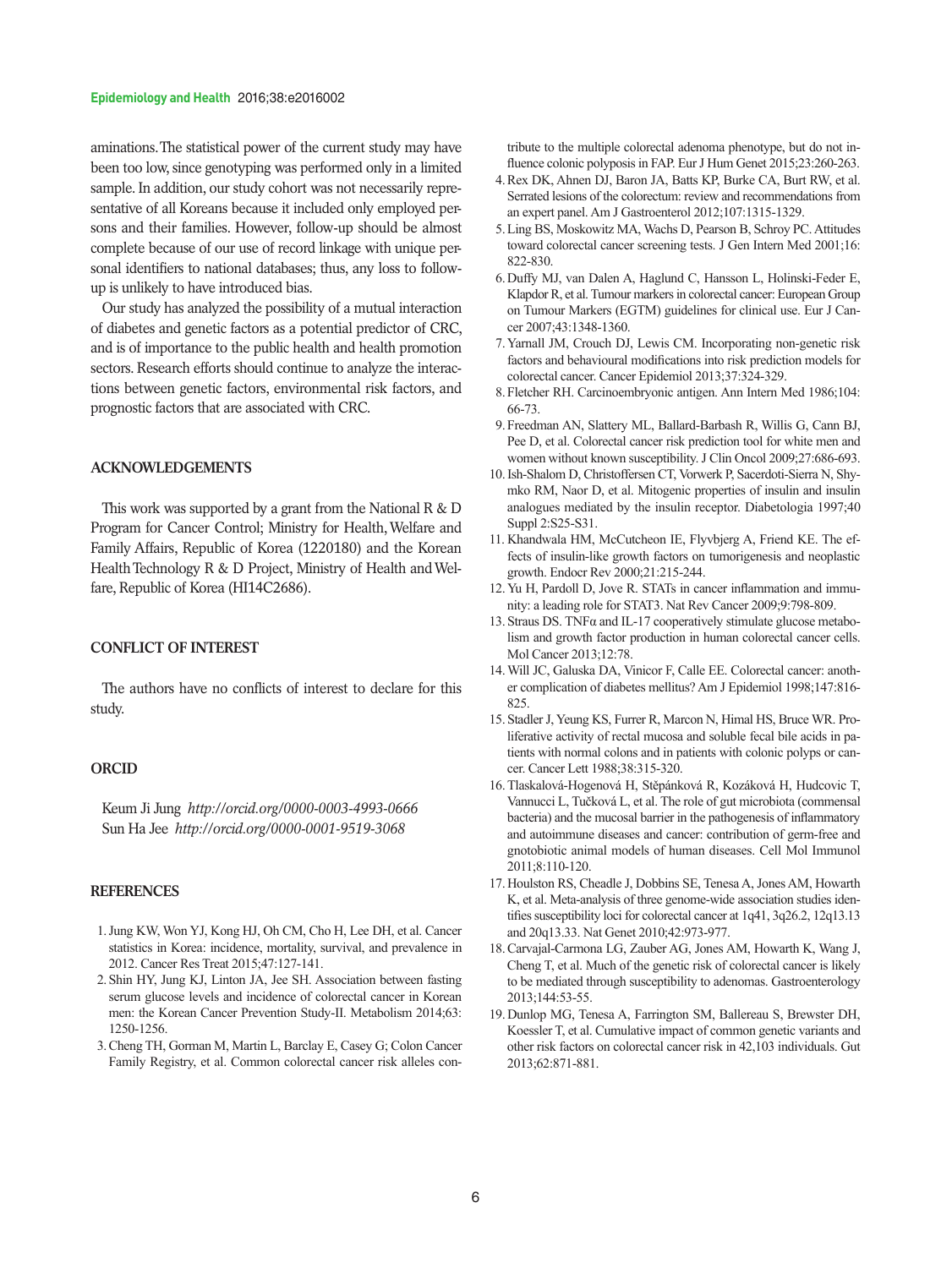aminations. The statistical power of the current study may have been too low, since genotyping was performed only in a limited sample. In addition, our study cohort was not necessarily representative of all Koreans because it included only employed persons and their families. However, follow-up should be almost complete because of our use of record linkage with unique personal identifiers to national databases; thus, any loss to follow-up is unlikely to have introduced bias.

Our study has analyzed the possibility of a mutual interaction of diabetes and genetic factors as a potential predictor of CRC, and is of importance to the public health and health promotion sectors. Research efforts should continue to analyze the interactions between genetic factors, environmental risk factors, and prognostic factors that are associated with CRC.

## ACKNOWLEDGEMENTS

This work was supported by a grant from the National R & D Program for Cancer Control; Ministry for Health, Welfare and Family Affairs, Republic of Korea (1220180) and the Korean Health Technology R & D Project, Ministry of Health and Welfare, Republic of Korea (HI14C2686).

## CONFLICT OF INTEREST

The authors have no conflicts of interest to declare for this study.

## ORCID

Keum Ji Jung *http://orcid.org/0000-0003-4993-0666*
Sun Ha Jee *http://orcid.org/0000-0001-9519-3068*

## REFERENCES

1. Jung KW, Won YJ, Kong HJ, Oh CM, Cho H, Lee DH, et al. Cancer statistics in Korea: incidence, mortality, survival, and prevalence in 2012. Cancer Res Treat 2015;47:127-141.
2. Shin HY, Jung KJ, Linton JA, Jee SH. Association between fasting serum glucose levels and incidence of colorectal cancer in Korean men: the Korean Cancer Prevention Study-II. Metabolism 2014;63:1250-1256.
3. Cheng TH, Gorman M, Martin L, Barclay E, Casey G; Colon Cancer Family Registry, et al. Common colorectal cancer risk alleles contribute to the multiple colorectal adenoma phenotype, but do not influence colonic polyposis in FAP. Eur J Hum Genet 2015;23:260-263.
4. Rex DK, Ahnen DJ, Baron JA, Batts KP, Burke CA, Burt RW, et al. Serrated lesions of the colorectum: review and recommendations from an expert panel. Am J Gastroenterol 2012;107:1315-1329.
5. Ling BS, Moskowitz MA, Wachs D, Pearson B, Schroy PC. Attitudes toward colorectal cancer screening tests. J Gen Intern Med 2001;16:822-830.
6. Duffy MJ, van Dalen A, Haglund C, Hansson L, Holinski-Feder E, Klapdor R, et al. Tumour markers in colorectal cancer: European Group on Tumour Markers (EGTM) guidelines for clinical use. Eur J Cancer 2007;43:1348-1360.
7. Yarnall JM, Crouch DJ, Lewis CM. Incorporating non-genetic risk factors and behavioural modifications into risk prediction models for colorectal cancer. Cancer Epidemiol 2013;37:324-329.
8. Fletcher RH. Carcinoembryonic antigen. Ann Intern Med 1986;104:66-73.
9. Freedman AN, Slattery ML, Ballard-Barbash R, Willis G, Cann BJ, Pee D, et al. Colorectal cancer risk prediction tool for white men and women without known susceptibility. J Clin Oncol 2009;27:686-693.
10. Ish-Shalom D, Christoffersen CT, Vorwerk P, Sacerdoti-Sierra N, Shymko RM, Naor D, et al. Mitogenic properties of insulin and insulin analogues mediated by the insulin receptor. Diabetologia 1997;40 Suppl 2:S25-S31.
11. Khandwala HM, McCutcheon IE, Flyvbjerg A, Friend KE. The effects of insulin-like growth factors on tumorigenesis and neoplastic growth. Endocr Rev 2000;21:215-244.
12. Yu H, Pardoll D, Jove R. STATs in cancer inflammation and immunity: a leading role for STAT3. Nat Rev Cancer 2009;9:798-809.
13. Straus DS. TNFα and IL-17 cooperatively stimulate glucose metabolism and growth factor production in human colorectal cancer cells. Mol Cancer 2013;12:78.
14. Will JC, Galuska DA, Vinicor F, Calle EE. Colorectal cancer: another complication of diabetes mellitus? Am J Epidemiol 1998;147:816-825.
15. Stadler J, Yeung KS, Furrer R, Marcon N, Himal HS, Bruce WR. Proliferative activity of rectal mucosa and soluble fecal bile acids in patients with normal colons and in patients with colonic polyps or cancer. Cancer Lett 1988;38:315-320.
16. Tlaskalová-Hogenová H, Stěpánková R, Kozáková H, Hudcovic T, Vannucci L, Tučková L, et al. The role of gut microbiota (commensal bacteria) and the mucosal barrier in the pathogenesis of inflammatory and autoimmune diseases and cancer: contribution of germ-free and gnotobiotic animal models of human diseases. Cell Mol Immunol 2011;8:110-120.
17. Houlston RS, Cheadle J, Dobbins SE, Tenesa A, Jones AM, Howarth K, et al. Meta-analysis of three genome-wide association studies identifies susceptibility loci for colorectal cancer at 1q41, 3q26.2, 12q13.13 and 20q13.33. Nat Genet 2010;42:973-977.
18. Carvajal-Carmona LG, Zauber AG, Jones AM, Howarth K, Wang J, Cheng T, et al. Much of the genetic risk of colorectal cancer is likely to be mediated through susceptibility to adenomas. Gastroenterology 2013;144:53-55.
19. Dunlop MG, Tenesa A, Farrington SM, Ballereau S, Brewster DH, Koessler T, et al. Cumulative impact of common genetic variants and other risk factors on colorectal cancer risk in 42,103 individuals. Gut 2013;62:871-881.